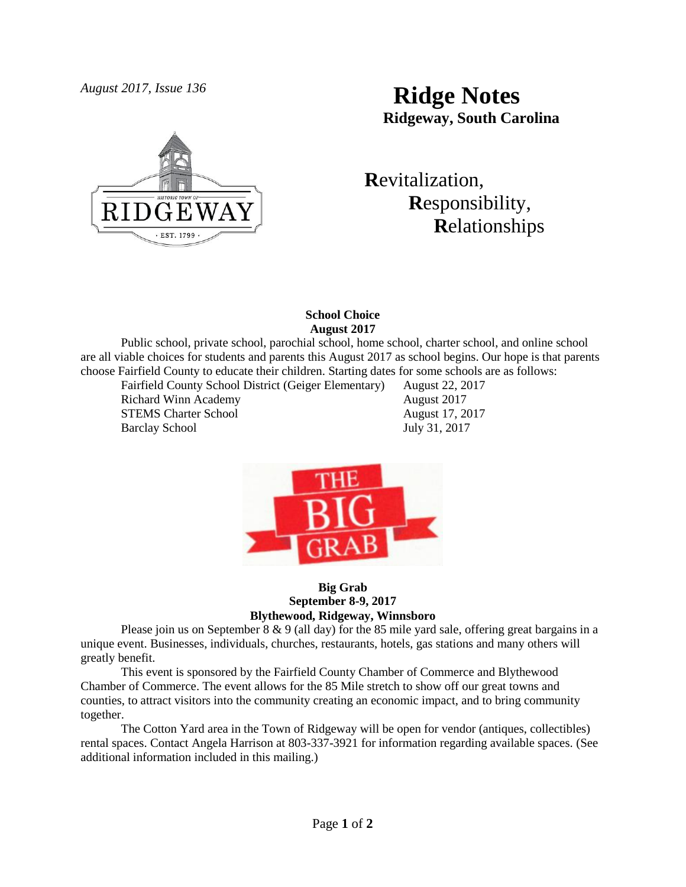*August 2017, Issue 136*

# Ridge Notes

**Ridgeway, South Carolina**

**R**evitalization,
**R**esponsibility,
**R**elationships

### School Choice
**August 2017**

Public school, private school, parochial school, home school, charter school, and online school are all viable choices for students and parents this August 2017 as school begins. Our hope is that parents choose Fairfield County to educate their children. Starting dates for some schools are as follows:

| School | Starting Date |
| --- | --- |
| Fairfield County School District (Geiger Elementary) | August 22, 2017 |
| Richard Winn Academy | August 2017 |
| STEMS Charter School | August 17, 2017 |
| Barclay School | July 31, 2017 |

THE BIG GRAB

### Big Grab
**September 8-9, 2017**
**Blythewood, Ridgeway, Winnsboro**

Please join us on September 8 & 9 (all day) for the 85 mile yard sale, offering great bargains in a unique event. Businesses, individuals, churches, restaurants, hotels, gas stations and many others will greatly benefit.

This event is sponsored by the Fairfield County Chamber of Commerce and Blythewood Chamber of Commerce. The event allows for the 85 Mile stretch to show off our great towns and counties, to attract visitors into the community creating an economic impact, and to bring community together.

The Cotton Yard area in the Town of Ridgeway will be open for vendor (antiques, collectibles) rental spaces. Contact Angela Harrison at 803-337-3921 for information regarding available spaces. (See additional information included in this mailing.)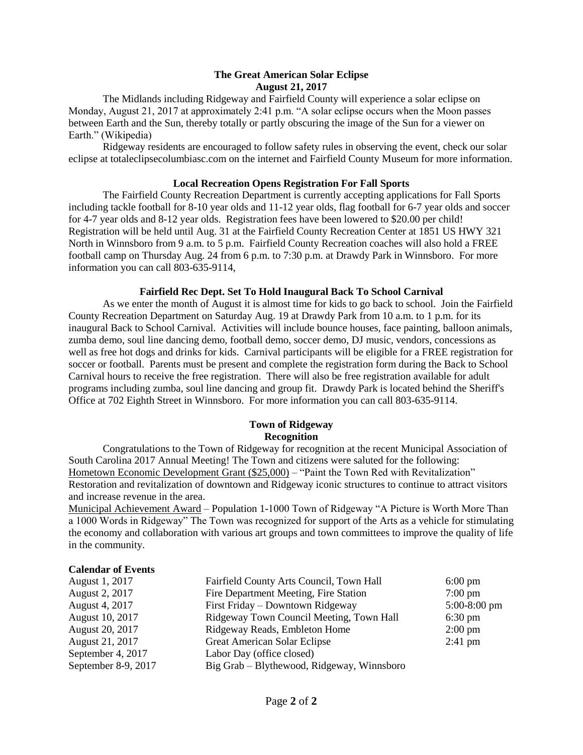## The Great American Solar Eclipse
## August 21, 2017

The Midlands including Ridgeway and Fairfield County will experience a solar eclipse on Monday, August 21, 2017 at approximately 2:41 p.m. "A solar eclipse occurs when the Moon passes between Earth and the Sun, thereby totally or partly obscuring the image of the Sun for a viewer on Earth." (Wikipedia)

Ridgeway residents are encouraged to follow safety rules in observing the event, check our solar eclipse at totaleclipsecolumbiasc.com on the internet and Fairfield County Museum for more information.

## Local Recreation Opens Registration For Fall Sports

The Fairfield County Recreation Department is currently accepting applications for Fall Sports including tackle football for 8-10 year olds and 11-12 year olds, flag football for 6-7 year olds and soccer for 4-7 year olds and 8-12 year olds. Registration fees have been lowered to $20.00 per child! Registration will be held until Aug. 31 at the Fairfield County Recreation Center at 1851 US HWY 321 North in Winnsboro from 9 a.m. to 5 p.m. Fairfield County Recreation coaches will also hold a FREE football camp on Thursday Aug. 24 from 6 p.m. to 7:30 p.m. at Drawdy Park in Winnsboro. For more information you can call 803-635-9114,

## Fairfield Rec Dept. Set To Hold Inaugural Back To School Carnival

As we enter the month of August it is almost time for kids to go back to school. Join the Fairfield County Recreation Department on Saturday Aug. 19 at Drawdy Park from 10 a.m. to 1 p.m. for its inaugural Back to School Carnival. Activities will include bounce houses, face painting, balloon animals, zumba demo, soul line dancing demo, football demo, soccer demo, DJ music, vendors, concessions as well as free hot dogs and drinks for kids. Carnival participants will be eligible for a FREE registration for soccer or football. Parents must be present and complete the registration form during the Back to School Carnival hours to receive the free registration. There will also be free registration available for adult programs including zumba, soul line dancing and group fit. Drawdy Park is located behind the Sheriff's Office at 702 Eighth Street in Winnsboro. For more information you can call 803-635-9114.

## Town of Ridgeway
## Recognition

Congratulations to the Town of Ridgeway for recognition at the recent Municipal Association of South Carolina 2017 Annual Meeting! The Town and citizens were saluted for the following:

Hometown Economic Development Grant ($25,000) – "Paint the Town Red with Revitalization" Restoration and revitalization of downtown and Ridgeway iconic structures to continue to attract visitors and increase revenue in the area.

Municipal Achievement Award – Population 1-1000 Town of Ridgeway "A Picture is Worth More Than a 1000 Words in Ridgeway" The Town was recognized for support of the Arts as a vehicle for stimulating the economy and collaboration with various art groups and town committees to improve the quality of life in the community.

**Calendar of Events**

| | | |
|---|---|---|
| August 1, 2017 | Fairfield County Arts Council, Town Hall | 6:00 pm |
| August 2, 2017 | Fire Department Meeting, Fire Station | 7:00 pm |
| August 4, 2017 | First Friday – Downtown Ridgeway | 5:00-8:00 pm |
| August 10, 2017 | Ridgeway Town Council Meeting, Town Hall | 6:30 pm |
| August 20, 2017 | Ridgeway Reads, Embleton Home | 2:00 pm |
| August 21, 2017 | Great American Solar Eclipse | 2:41 pm |
| September 4, 2017 | Labor Day (office closed) | |
| September 8-9, 2017 | Big Grab – Blythewood, Ridgeway, Winnsboro | |